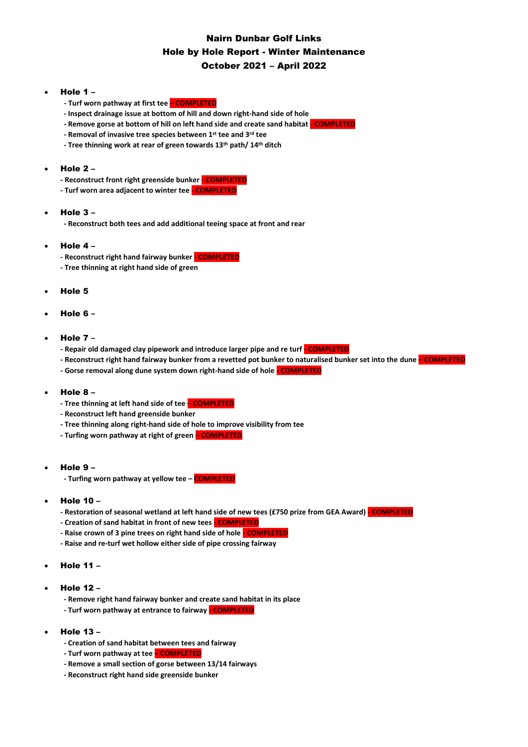# Nairn Dunbar Golf Links
## Hole by Hole Report - Winter Maintenance
## October 2021 – April 2022

- **Hole 1 –**
  - **- Turf worn pathway at first tee – COMPLETED**
  - **- Inspect drainage issue at bottom of hill and down right-hand side of hole**
  - **- Remove gorse at bottom of hill on left hand side and create sand habitat - COMPLETED**
  - **- Removal of invasive tree species between 1st tee and 3rd tee**
  - **- Tree thinning work at rear of green towards 13th path/ 14th ditch**

- **Hole 2 –**
  - **- Reconstruct front right greenside bunker - COMPLETED**
  - **- Turf worn area adjacent to winter tee - COMPLETED**

- **Hole 3 –**
  - **- Reconstruct both tees and add additional teeing space at front and rear**

- **Hole 4 –**
  - **- Reconstruct right hand fairway bunker - COMPLETED**
  - **- Tree thinning at right hand side of green**

- **Hole 5**

- **Hole 6 –**

- **Hole 7 –**
  - **- Repair old damaged clay pipework and introduce larger pipe and re turf - COMPLETED**
  - **- Reconstruct right hand fairway bunker from a revetted pot bunker to naturalised bunker set into the dune – COMPLETED**
  - **- Gorse removal along dune system down right-hand side of hole - COMPLETED**

- **Hole 8 –**
  - **- Tree thinning at left hand side of tee – COMPLETED**
  - **- Reconstruct left hand greenside bunker**
  - **- Tree thinning along right-hand side of hole to improve visibility from tee**
  - **- Turfing worn pathway at right of green – COMPLETED**

- **Hole 9 –**
  - **- Turfing worn pathway at yellow tee – COMPLETED**

- **Hole 10 –**
  - **- Restoration of seasonal wetland at left hand side of new tees (£750 prize from GEA Award) - COMPLETED**
  - **- Creation of sand habitat in front of new tees - COMPLETED**
  - **- Raise crown of 3 pine trees on right hand side of hole - COMPLETED**
  - **- Raise and re-turf wet hollow either side of pipe crossing fairway**

- **Hole 11 –**

- **Hole 12 –**
  - **- Remove right hand fairway bunker and create sand habitat in its place**
  - **- Turf worn pathway at entrance to fairway - COMPLETED**

- **Hole 13 –**
  - **- Creation of sand habitat between tees and fairway**
  - **- Turf worn pathway at tee – COMPLETED**
  - **- Remove a small section of gorse between 13/14 fairways**
  - **- Reconstruct right hand side greenside bunker**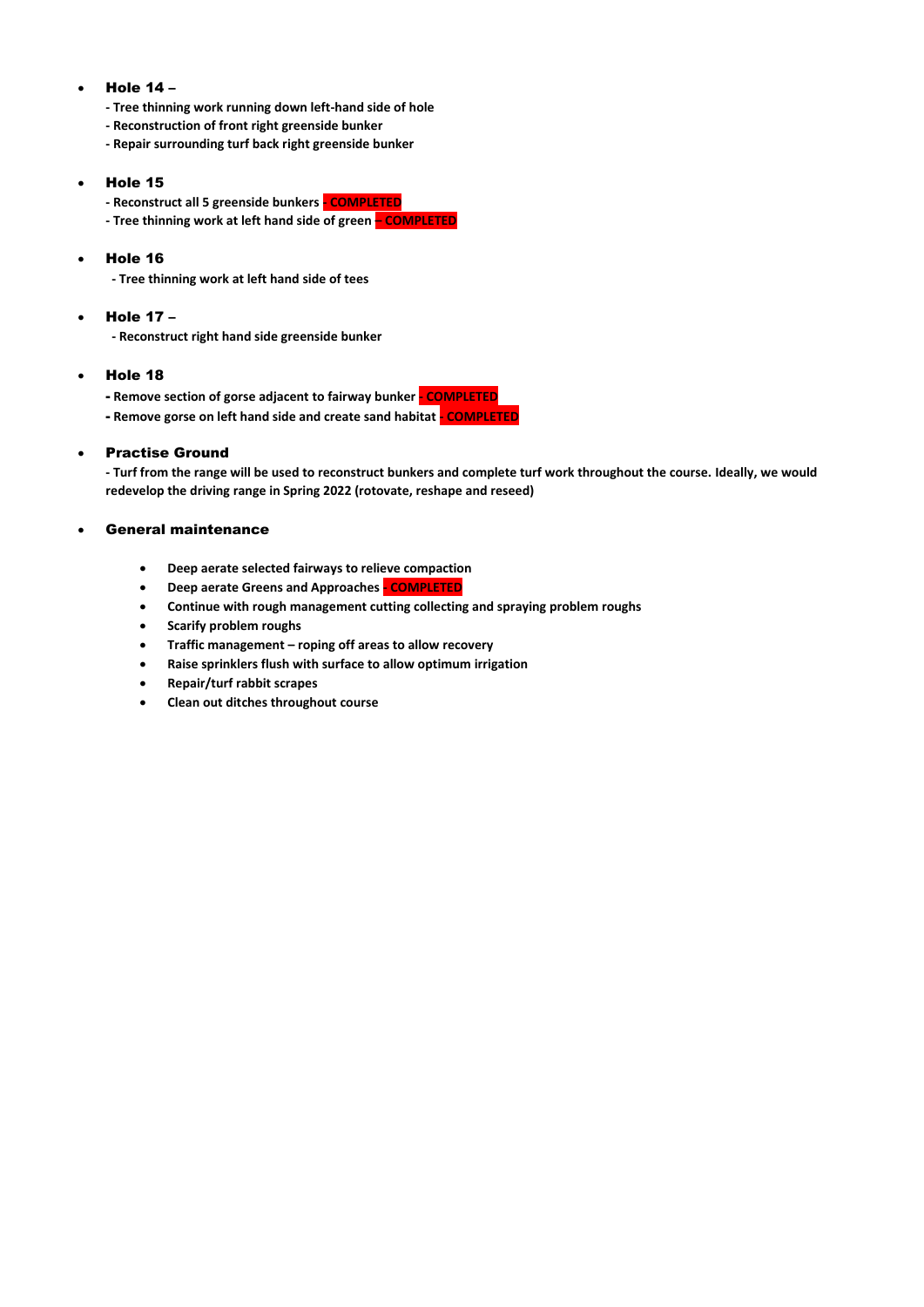- **Hole 14 –**

  **- Tree thinning work running down left-hand side of hole**
  **- Reconstruction of front right greenside bunker**
  **- Repair surrounding turf back right greenside bunker**

- **Hole 15**

  **- Reconstruct all 5 greenside bunkers - COMPLETED**
  **- Tree thinning work at left hand side of green – COMPLETED**

- **Hole 16**

  **- Tree thinning work at left hand side of tees**

- **Hole 17 –**

  **- Reconstruct right hand side greenside bunker**

- **Hole 18**

  **- Remove section of gorse adjacent to fairway bunker - COMPLETED**
  **- Remove gorse on left hand side and create sand habitat - COMPLETED**

- **Practise Ground**

  **- Turf from the range will be used to reconstruct bunkers and complete turf work throughout the course. Ideally, we would redevelop the driving range in Spring 2022 (rotovate, reshape and reseed)**

- **General maintenance**

  - **Deep aerate selected fairways to relieve compaction**
  - **Deep aerate Greens and Approaches - COMPLETED**
  - **Continue with rough management cutting collecting and spraying problem roughs**
  - **Scarify problem roughs**
  - **Traffic management – roping off areas to allow recovery**
  - **Raise sprinklers flush with surface to allow optimum irrigation**
  - **Repair/turf rabbit scrapes**
  - **Clean out ditches throughout course**